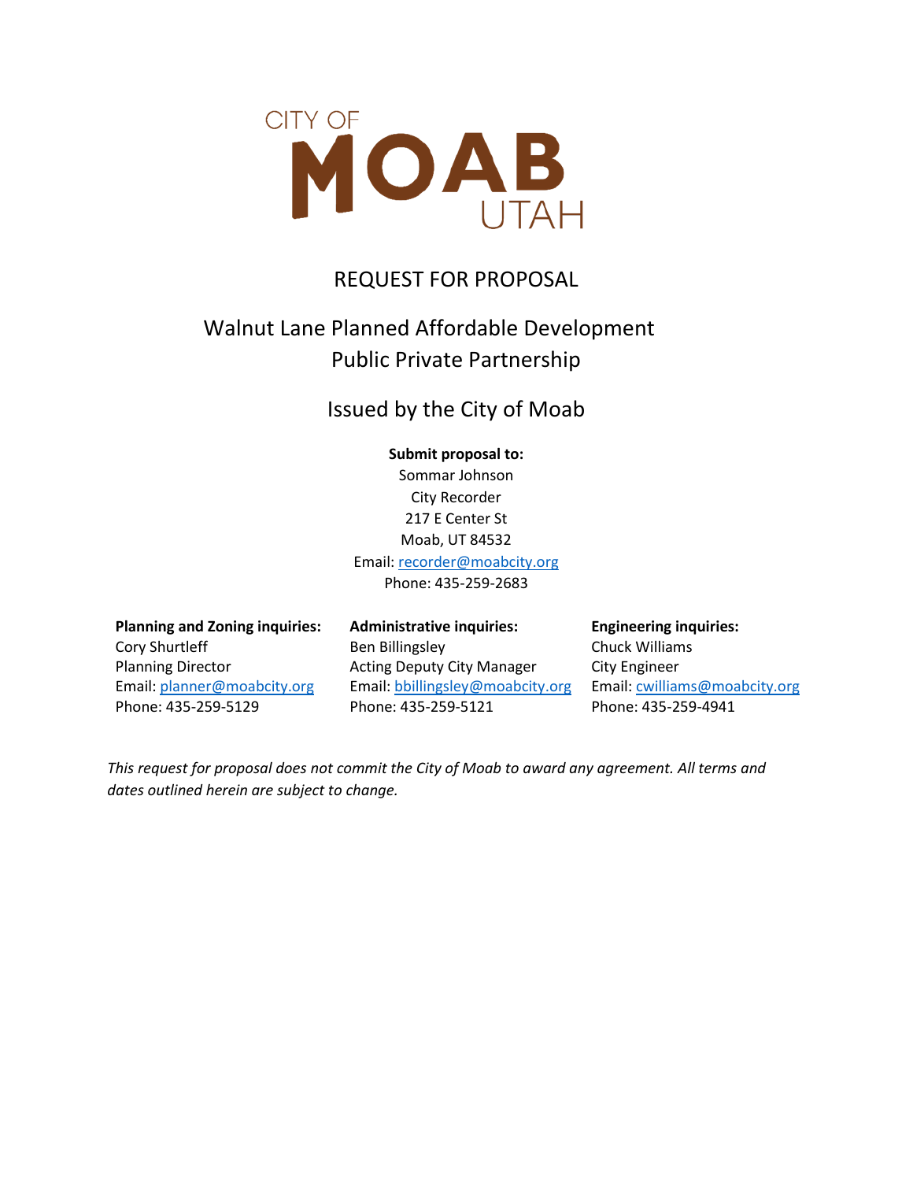CITY OF

# MOAB

UTAH

## REQUEST FOR PROPOSAL

## Walnut Lane Planned Affordable Development
## Public Private Partnership

### Issued by the City of Moab

**Submit proposal to:**
Sommar Johnson
City Recorder
217 E Center St
Moab, UT 84532
Email: recorder@moabcity.org
Phone: 435-259-2683

**Planning and Zoning inquiries:**
Cory Shurtleff
Planning Director
Email: planner@moabcity.org
Phone: 435-259-5129

**Administrative inquiries:**
Ben Billingsley
Acting Deputy City Manager
Email: bbillingsley@moabcity.org
Phone: 435-259-5121

**Engineering inquiries:**
Chuck Williams
City Engineer
Email: cwilliams@moabcity.org
Phone: 435-259-4941

*This request for proposal does not commit the City of Moab to award any agreement. All terms and dates outlined herein are subject to change.*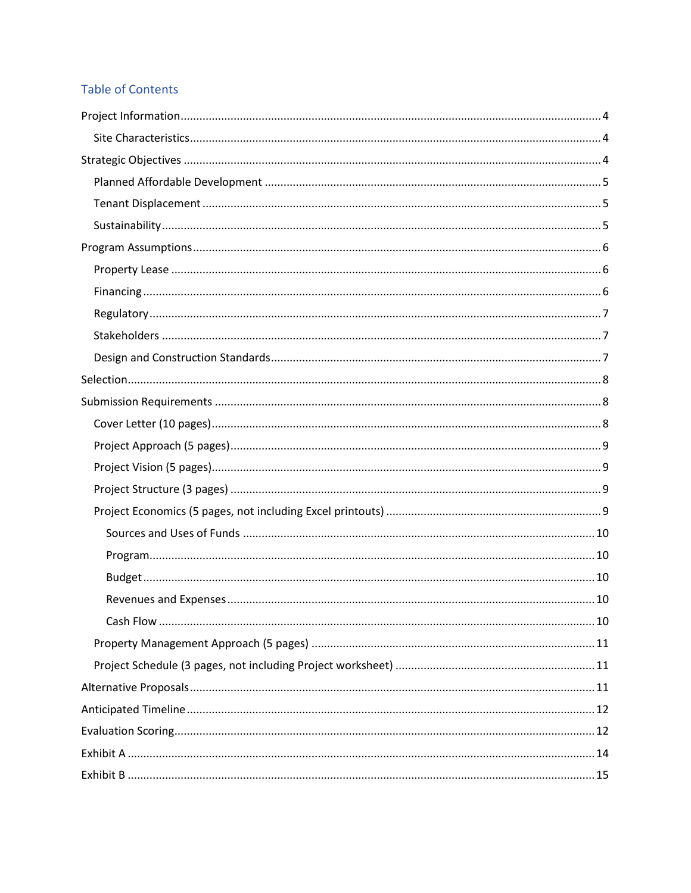## Table of Contents

- Project Information ..... 4
  - Site Characteristics ..... 4
- Strategic Objectives ..... 4
  - Planned Affordable Development ..... 5
  - Tenant Displacement ..... 5
  - Sustainability ..... 5
- Program Assumptions ..... 6
  - Property Lease ..... 6
  - Financing ..... 6
  - Regulatory ..... 7
  - Stakeholders ..... 7
  - Design and Construction Standards ..... 7
- Selection ..... 8
- Submission Requirements ..... 8
  - Cover Letter (10 pages) ..... 8
  - Project Approach (5 pages) ..... 9
  - Project Vision (5 pages) ..... 9
  - Project Structure (3 pages) ..... 9
  - Project Economics (5 pages, not including Excel printouts) ..... 9
    - Sources and Uses of Funds ..... 10
    - Program ..... 10
    - Budget ..... 10
    - Revenues and Expenses ..... 10
    - Cash Flow ..... 10
  - Property Management Approach (5 pages) ..... 11
  - Project Schedule (3 pages, not including Project worksheet) ..... 11
- Alternative Proposals ..... 11
- Anticipated Timeline ..... 12
- Evaluation Scoring ..... 12
- Exhibit A ..... 14
- Exhibit B ..... 15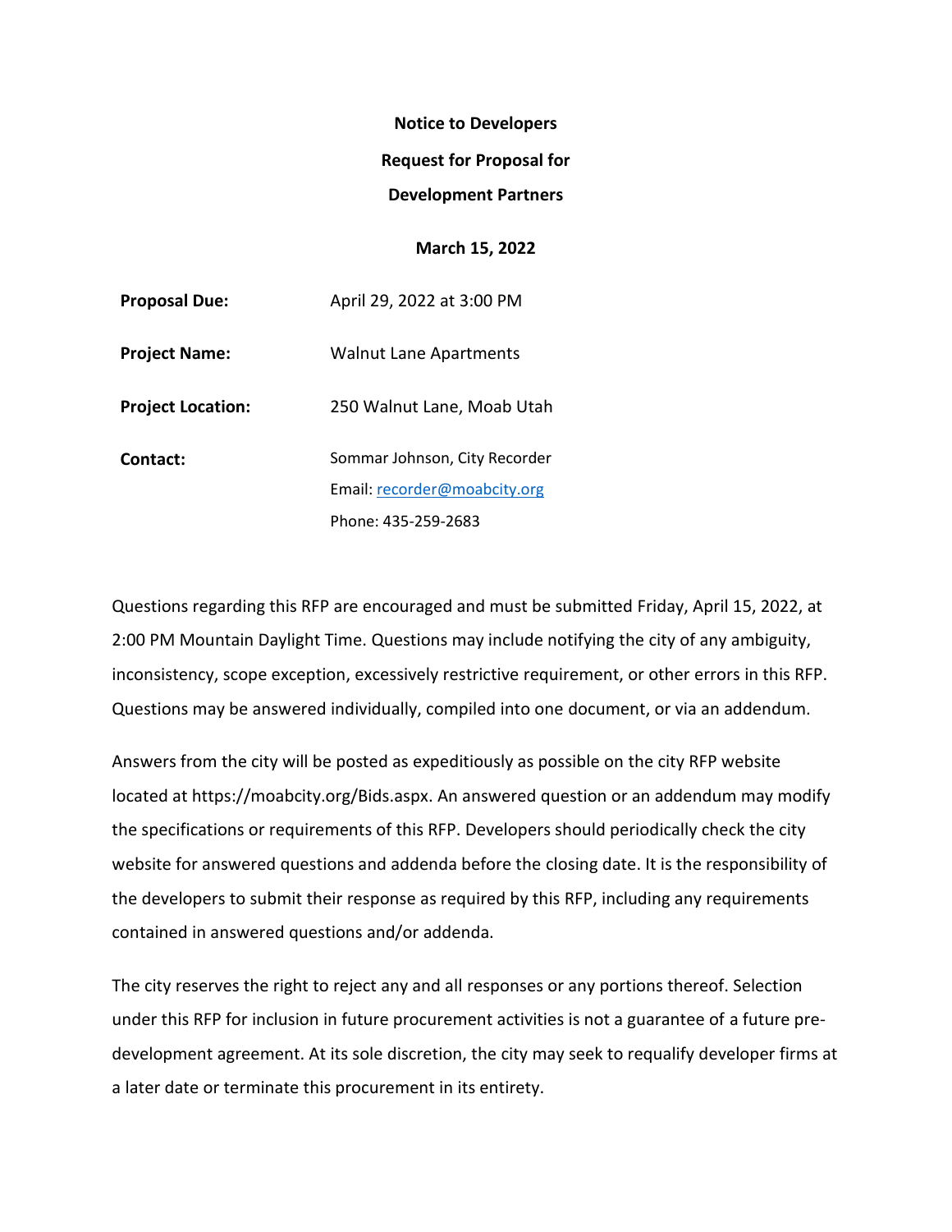**Notice to Developers**

**Request for Proposal for**

**Development Partners**

**March 15, 2022**

| | |
|---|---|
| **Proposal Due:** | April 29, 2022 at 3:00 PM |
| **Project Name:** | Walnut Lane Apartments |
| **Project Location:** | 250 Walnut Lane, Moab Utah |
| **Contact:** | Sommar Johnson, City Recorder<br>Email: recorder@moabcity.org<br>Phone: 435-259-2683 |

Questions regarding this RFP are encouraged and must be submitted Friday, April 15, 2022, at 2:00 PM Mountain Daylight Time. Questions may include notifying the city of any ambiguity, inconsistency, scope exception, excessively restrictive requirement, or other errors in this RFP. Questions may be answered individually, compiled into one document, or via an addendum.

Answers from the city will be posted as expeditiously as possible on the city RFP website located at https://moabcity.org/Bids.aspx. An answered question or an addendum may modify the specifications or requirements of this RFP. Developers should periodically check the city website for answered questions and addenda before the closing date. It is the responsibility of the developers to submit their response as required by this RFP, including any requirements contained in answered questions and/or addenda.

The city reserves the right to reject any and all responses or any portions thereof. Selection under this RFP for inclusion in future procurement activities is not a guarantee of a future pre-development agreement. At its sole discretion, the city may seek to requalify developer firms at a later date or terminate this procurement in its entirety.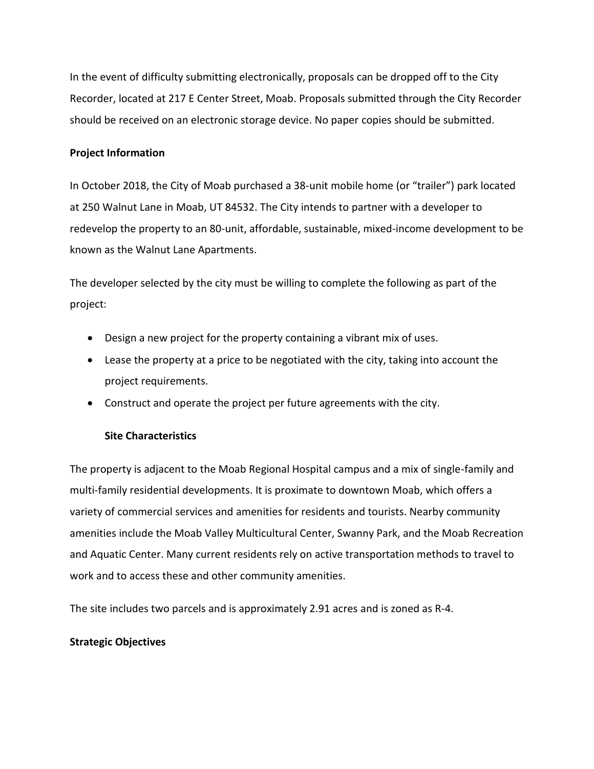In the event of difficulty submitting electronically, proposals can be dropped off to the City Recorder, located at 217 E Center Street, Moab. Proposals submitted through the City Recorder should be received on an electronic storage device. No paper copies should be submitted.

**Project Information**

In October 2018, the City of Moab purchased a 38-unit mobile home (or "trailer") park located at 250 Walnut Lane in Moab, UT 84532. The City intends to partner with a developer to redevelop the property to an 80-unit, affordable, sustainable, mixed-income development to be known as the Walnut Lane Apartments.

The developer selected by the city must be willing to complete the following as part of the project:

- Design a new project for the property containing a vibrant mix of uses.
- Lease the property at a price to be negotiated with the city, taking into account the project requirements.
- Construct and operate the project per future agreements with the city.

**Site Characteristics**

The property is adjacent to the Moab Regional Hospital campus and a mix of single-family and multi-family residential developments. It is proximate to downtown Moab, which offers a variety of commercial services and amenities for residents and tourists. Nearby community amenities include the Moab Valley Multicultural Center, Swanny Park, and the Moab Recreation and Aquatic Center. Many current residents rely on active transportation methods to travel to work and to access these and other community amenities.

The site includes two parcels and is approximately 2.91 acres and is zoned as R-4.

**Strategic Objectives**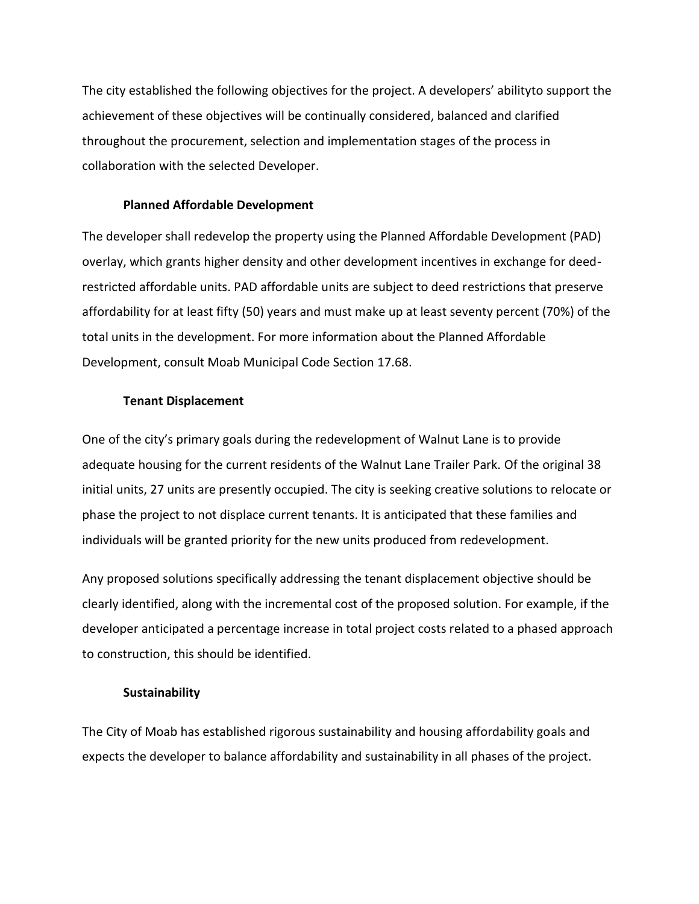The city established the following objectives for the project. A developers' abilityto support the achievement of these objectives will be continually considered, balanced and clarified throughout the procurement, selection and implementation stages of the process in collaboration with the selected Developer.

### Planned Affordable Development

The developer shall redevelop the property using the Planned Affordable Development (PAD) overlay, which grants higher density and other development incentives in exchange for deed-restricted affordable units. PAD affordable units are subject to deed restrictions that preserve affordability for at least fifty (50) years and must make up at least seventy percent (70%) of the total units in the development. For more information about the Planned Affordable Development, consult Moab Municipal Code Section 17.68.

### Tenant Displacement

One of the city's primary goals during the redevelopment of Walnut Lane is to provide adequate housing for the current residents of the Walnut Lane Trailer Park. Of the original 38 initial units, 27 units are presently occupied. The city is seeking creative solutions to relocate or phase the project to not displace current tenants. It is anticipated that these families and individuals will be granted priority for the new units produced from redevelopment.

Any proposed solutions specifically addressing the tenant displacement objective should be clearly identified, along with the incremental cost of the proposed solution. For example, if the developer anticipated a percentage increase in total project costs related to a phased approach to construction, this should be identified.

### Sustainability

The City of Moab has established rigorous sustainability and housing affordability goals and expects the developer to balance affordability and sustainability in all phases of the project.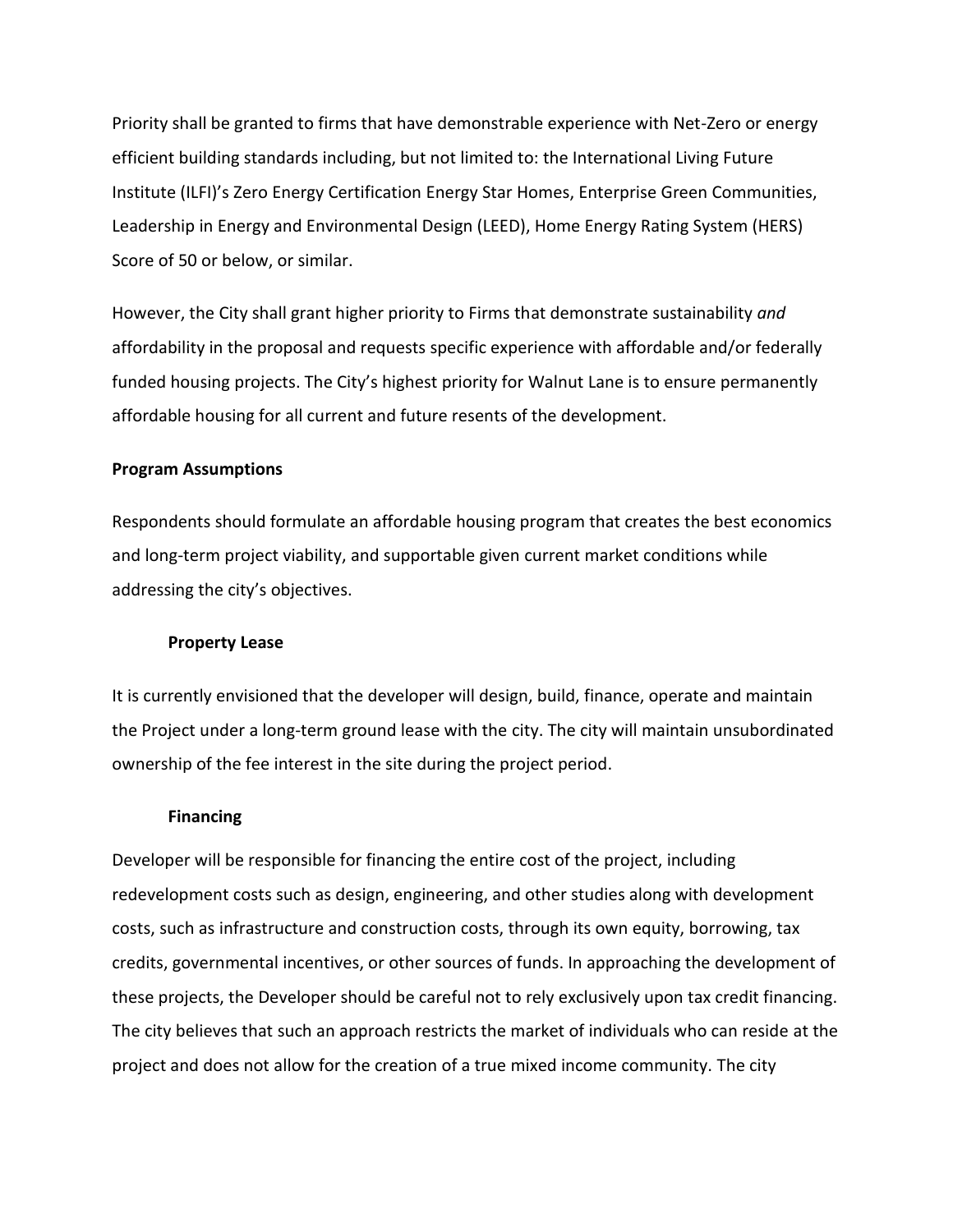Priority shall be granted to firms that have demonstrable experience with Net-Zero or energy efficient building standards including, but not limited to: the International Living Future Institute (ILFI)'s Zero Energy Certification Energy Star Homes, Enterprise Green Communities, Leadership in Energy and Environmental Design (LEED), Home Energy Rating System (HERS) Score of 50 or below, or similar.

However, the City shall grant higher priority to Firms that demonstrate sustainability *and* affordability in the proposal and requests specific experience with affordable and/or federally funded housing projects. The City's highest priority for Walnut Lane is to ensure permanently affordable housing for all current and future resents of the development.

**Program Assumptions**

Respondents should formulate an affordable housing program that creates the best economics and long-term project viability, and supportable given current market conditions while addressing the city's objectives.

**Property Lease**

It is currently envisioned that the developer will design, build, finance, operate and maintain the Project under a long-term ground lease with the city. The city will maintain unsubordinated ownership of the fee interest in the site during the project period.

**Financing**

Developer will be responsible for financing the entire cost of the project, including redevelopment costs such as design, engineering, and other studies along with development costs, such as infrastructure and construction costs, through its own equity, borrowing, tax credits, governmental incentives, or other sources of funds. In approaching the development of these projects, the Developer should be careful not to rely exclusively upon tax credit financing. The city believes that such an approach restricts the market of individuals who can reside at the project and does not allow for the creation of a true mixed income community. The city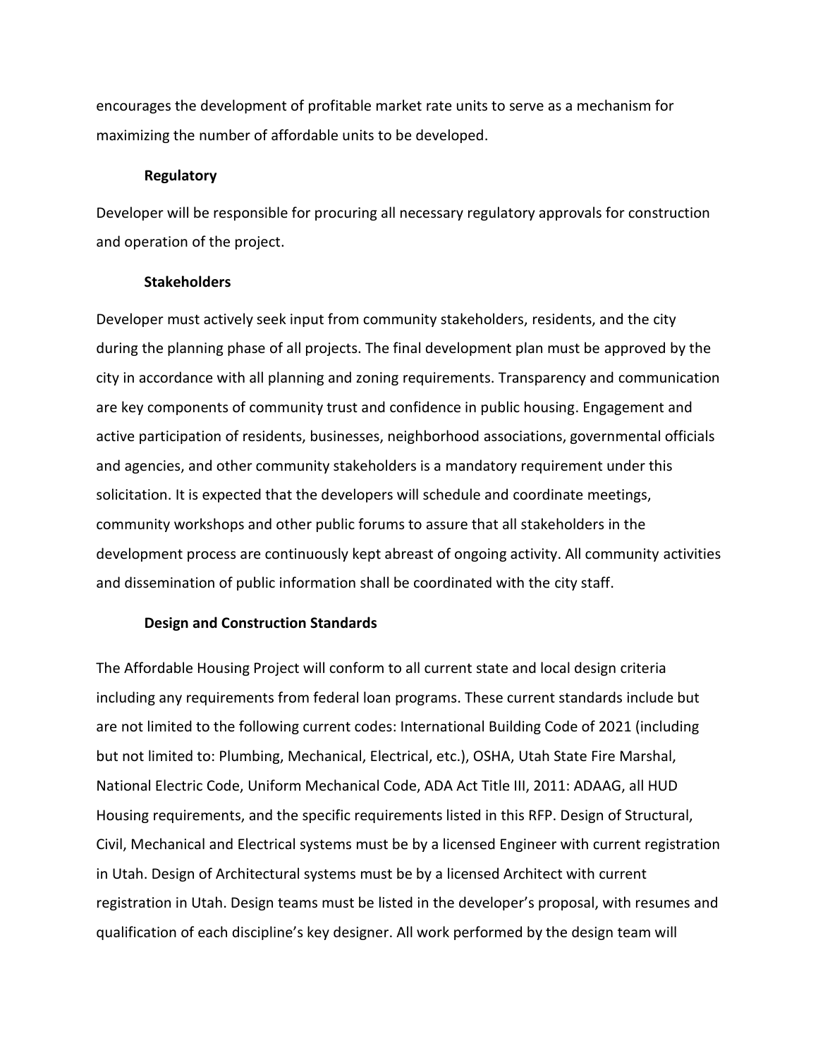encourages the development of profitable market rate units to serve as a mechanism for maximizing the number of affordable units to be developed.

### Regulatory

Developer will be responsible for procuring all necessary regulatory approvals for construction and operation of the project.

### Stakeholders

Developer must actively seek input from community stakeholders, residents, and the city during the planning phase of all projects. The final development plan must be approved by the city in accordance with all planning and zoning requirements. Transparency and communication are key components of community trust and confidence in public housing. Engagement and active participation of residents, businesses, neighborhood associations, governmental officials and agencies, and other community stakeholders is a mandatory requirement under this solicitation. It is expected that the developers will schedule and coordinate meetings, community workshops and other public forums to assure that all stakeholders in the development process are continuously kept abreast of ongoing activity. All community activities and dissemination of public information shall be coordinated with the city staff.

### Design and Construction Standards

The Affordable Housing Project will conform to all current state and local design criteria including any requirements from federal loan programs. These current standards include but are not limited to the following current codes: International Building Code of 2021 (including but not limited to: Plumbing, Mechanical, Electrical, etc.), OSHA, Utah State Fire Marshal, National Electric Code, Uniform Mechanical Code, ADA Act Title III, 2011: ADAAG, all HUD Housing requirements, and the specific requirements listed in this RFP. Design of Structural, Civil, Mechanical and Electrical systems must be by a licensed Engineer with current registration in Utah. Design of Architectural systems must be by a licensed Architect with current registration in Utah. Design teams must be listed in the developer's proposal, with resumes and qualification of each discipline's key designer. All work performed by the design team will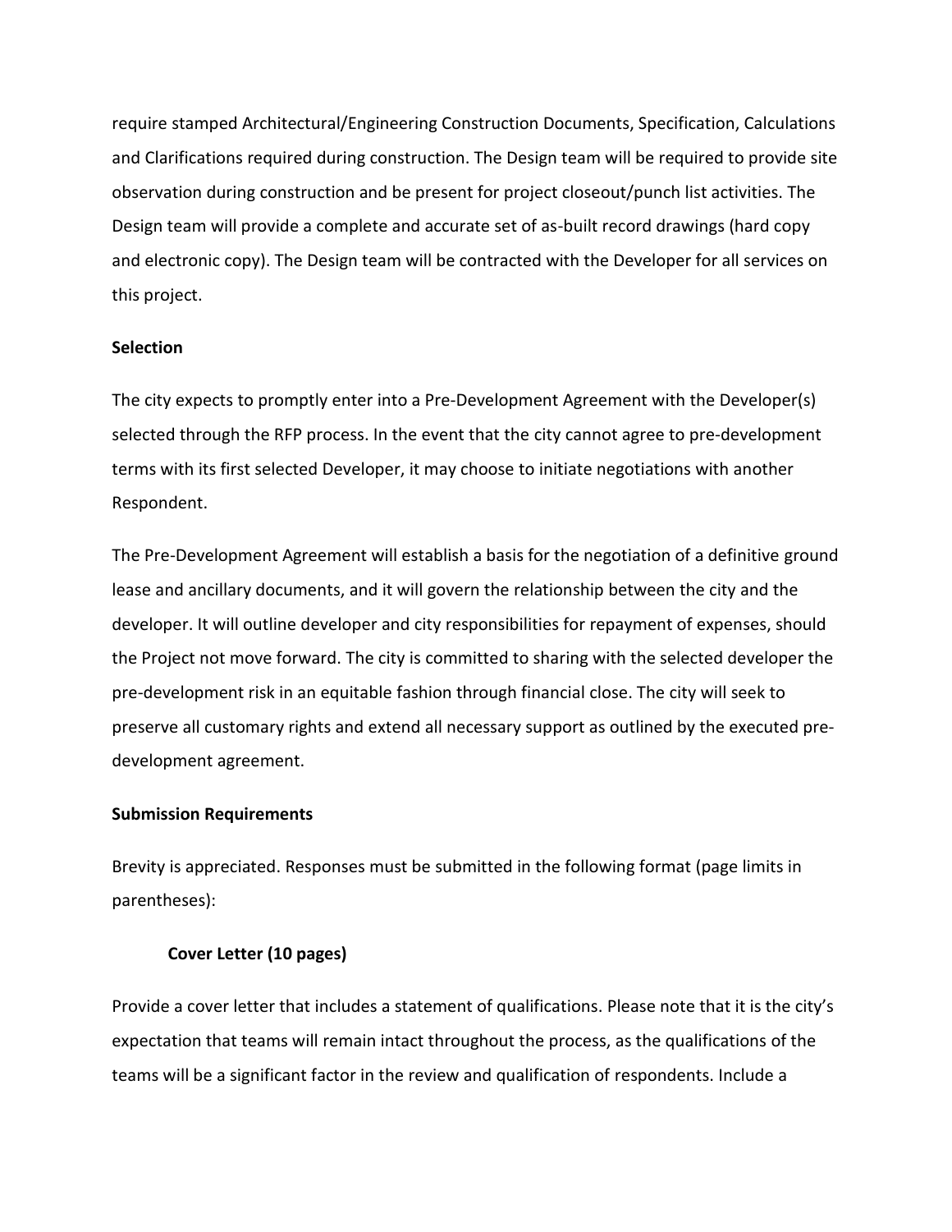require stamped Architectural/Engineering Construction Documents, Specification, Calculations and Clarifications required during construction. The Design team will be required to provide site observation during construction and be present for project closeout/punch list activities. The Design team will provide a complete and accurate set of as-built record drawings (hard copy and electronic copy). The Design team will be contracted with the Developer for all services on this project.

**Selection**

The city expects to promptly enter into a Pre-Development Agreement with the Developer(s) selected through the RFP process. In the event that the city cannot agree to pre-development terms with its first selected Developer, it may choose to initiate negotiations with another Respondent.

The Pre-Development Agreement will establish a basis for the negotiation of a definitive ground lease and ancillary documents, and it will govern the relationship between the city and the developer. It will outline developer and city responsibilities for repayment of expenses, should the Project not move forward. The city is committed to sharing with the selected developer the pre-development risk in an equitable fashion through financial close. The city will seek to preserve all customary rights and extend all necessary support as outlined by the executed pre-development agreement.

**Submission Requirements**

Brevity is appreciated. Responses must be submitted in the following format (page limits in parentheses):

**Cover Letter (10 pages)**

Provide a cover letter that includes a statement of qualifications. Please note that it is the city's expectation that teams will remain intact throughout the process, as the qualifications of the teams will be a significant factor in the review and qualification of respondents. Include a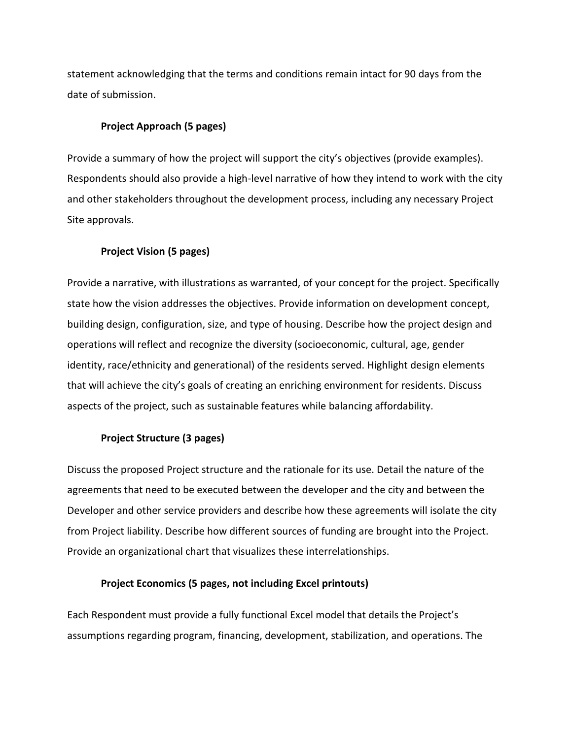statement acknowledging that the terms and conditions remain intact for 90 days from the date of submission.

**Project Approach (5 pages)**

Provide a summary of how the project will support the city's objectives (provide examples). Respondents should also provide a high-level narrative of how they intend to work with the city and other stakeholders throughout the development process, including any necessary Project Site approvals.

**Project Vision (5 pages)**

Provide a narrative, with illustrations as warranted, of your concept for the project. Specifically state how the vision addresses the objectives. Provide information on development concept, building design, configuration, size, and type of housing. Describe how the project design and operations will reflect and recognize the diversity (socioeconomic, cultural, age, gender identity, race/ethnicity and generational) of the residents served. Highlight design elements that will achieve the city's goals of creating an enriching environment for residents. Discuss aspects of the project, such as sustainable features while balancing affordability.

**Project Structure (3 pages)**

Discuss the proposed Project structure and the rationale for its use. Detail the nature of the agreements that need to be executed between the developer and the city and between the Developer and other service providers and describe how these agreements will isolate the city from Project liability. Describe how different sources of funding are brought into the Project. Provide an organizational chart that visualizes these interrelationships.

**Project Economics (5 pages, not including Excel printouts)**

Each Respondent must provide a fully functional Excel model that details the Project's assumptions regarding program, financing, development, stabilization, and operations. The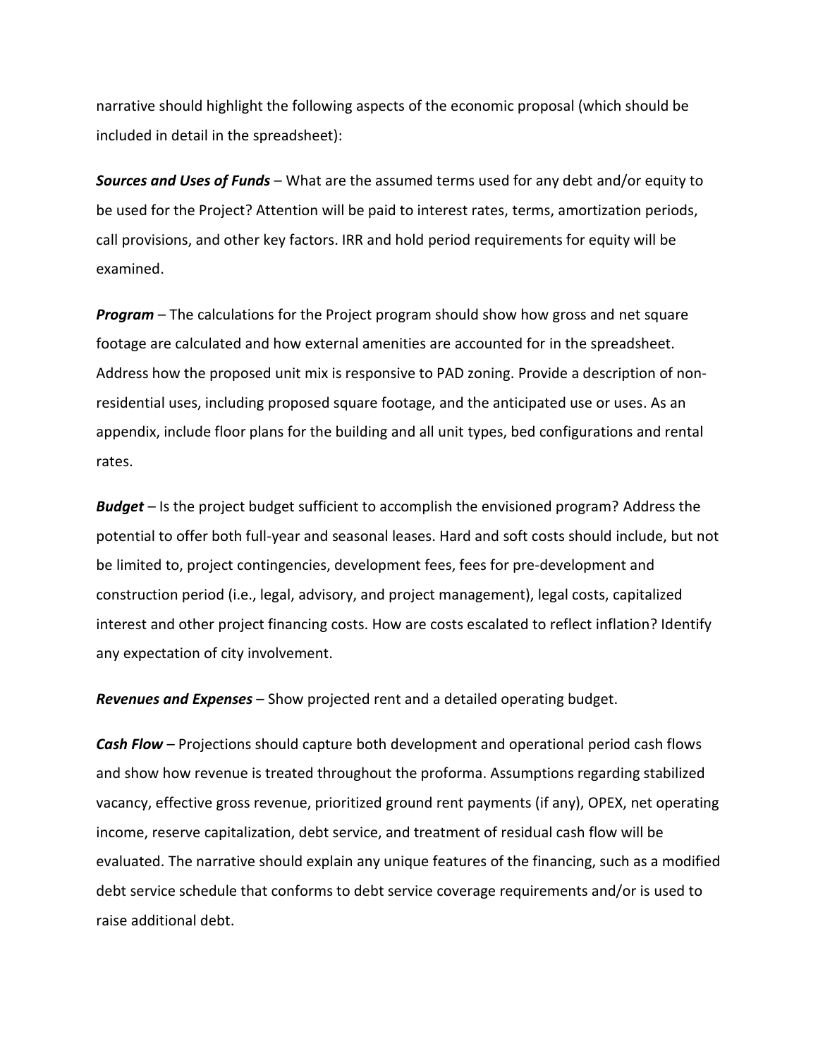narrative should highlight the following aspects of the economic proposal (which should be included in detail in the spreadsheet):

***Sources and Uses of Funds*** – What are the assumed terms used for any debt and/or equity to be used for the Project? Attention will be paid to interest rates, terms, amortization periods, call provisions, and other key factors. IRR and hold period requirements for equity will be examined.

***Program*** – The calculations for the Project program should show how gross and net square footage are calculated and how external amenities are accounted for in the spreadsheet. Address how the proposed unit mix is responsive to PAD zoning. Provide a description of non-residential uses, including proposed square footage, and the anticipated use or uses. As an appendix, include floor plans for the building and all unit types, bed configurations and rental rates.

***Budget*** – Is the project budget sufficient to accomplish the envisioned program? Address the potential to offer both full-year and seasonal leases. Hard and soft costs should include, but not be limited to, project contingencies, development fees, fees for pre-development and construction period (i.e., legal, advisory, and project management), legal costs, capitalized interest and other project financing costs. How are costs escalated to reflect inflation? Identify any expectation of city involvement.

***Revenues and Expenses*** – Show projected rent and a detailed operating budget.

***Cash Flow*** – Projections should capture both development and operational period cash flows and show how revenue is treated throughout the proforma. Assumptions regarding stabilized vacancy, effective gross revenue, prioritized ground rent payments (if any), OPEX, net operating income, reserve capitalization, debt service, and treatment of residual cash flow will be evaluated. The narrative should explain any unique features of the financing, such as a modified debt service schedule that conforms to debt service coverage requirements and/or is used to raise additional debt.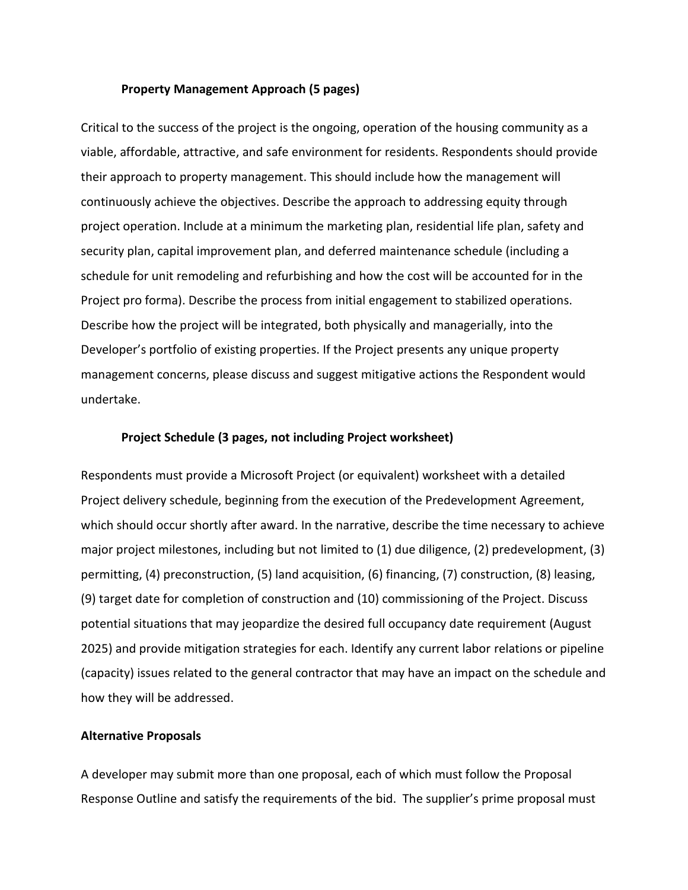**Property Management Approach (5 pages)**

Critical to the success of the project is the ongoing, operation of the housing community as a viable, affordable, attractive, and safe environment for residents. Respondents should provide their approach to property management. This should include how the management will continuously achieve the objectives. Describe the approach to addressing equity through project operation. Include at a minimum the marketing plan, residential life plan, safety and security plan, capital improvement plan, and deferred maintenance schedule (including a schedule for unit remodeling and refurbishing and how the cost will be accounted for in the Project pro forma). Describe the process from initial engagement to stabilized operations. Describe how the project will be integrated, both physically and managerially, into the Developer's portfolio of existing properties. If the Project presents any unique property management concerns, please discuss and suggest mitigative actions the Respondent would undertake.

**Project Schedule (3 pages, not including Project worksheet)**

Respondents must provide a Microsoft Project (or equivalent) worksheet with a detailed Project delivery schedule, beginning from the execution of the Predevelopment Agreement, which should occur shortly after award. In the narrative, describe the time necessary to achieve major project milestones, including but not limited to (1) due diligence, (2) predevelopment, (3) permitting, (4) preconstruction, (5) land acquisition, (6) financing, (7) construction, (8) leasing, (9) target date for completion of construction and (10) commissioning of the Project. Discuss potential situations that may jeopardize the desired full occupancy date requirement (August 2025) and provide mitigation strategies for each. Identify any current labor relations or pipeline (capacity) issues related to the general contractor that may have an impact on the schedule and how they will be addressed.

**Alternative Proposals**

A developer may submit more than one proposal, each of which must follow the Proposal Response Outline and satisfy the requirements of the bid. The supplier's prime proposal must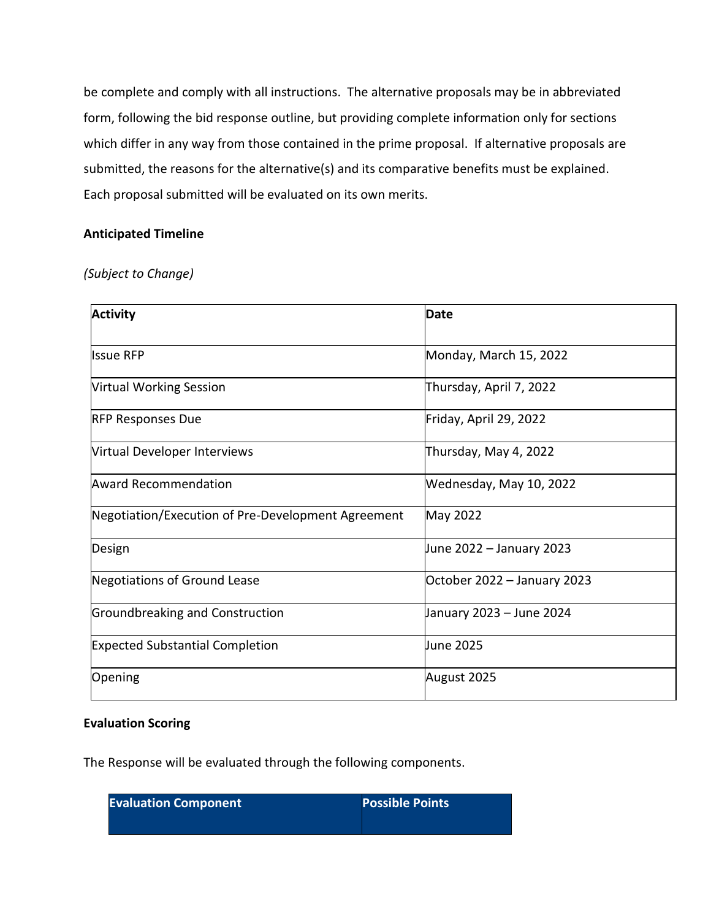be complete and comply with all instructions. The alternative proposals may be in abbreviated form, following the bid response outline, but providing complete information only for sections which differ in any way from those contained in the prime proposal. If alternative proposals are submitted, the reasons for the alternative(s) and its comparative benefits must be explained. Each proposal submitted will be evaluated on its own merits.

**Anticipated Timeline**

*(Subject to Change)*

| Activity | Date |
|---|---|
| Issue RFP | Monday, March 15, 2022 |
| Virtual Working Session | Thursday, April 7, 2022 |
| RFP Responses Due | Friday, April 29, 2022 |
| Virtual Developer Interviews | Thursday, May 4, 2022 |
| Award Recommendation | Wednesday, May 10, 2022 |
| Negotiation/Execution of Pre-Development Agreement | May 2022 |
| Design | June 2022 – January 2023 |
| Negotiations of Ground Lease | October 2022 – January 2023 |
| Groundbreaking and Construction | January 2023 – June 2024 |
| Expected Substantial Completion | June 2025 |
| Opening | August 2025 |

**Evaluation Scoring**

The Response will be evaluated through the following components.

| Evaluation Component | Possible Points |
|---|---|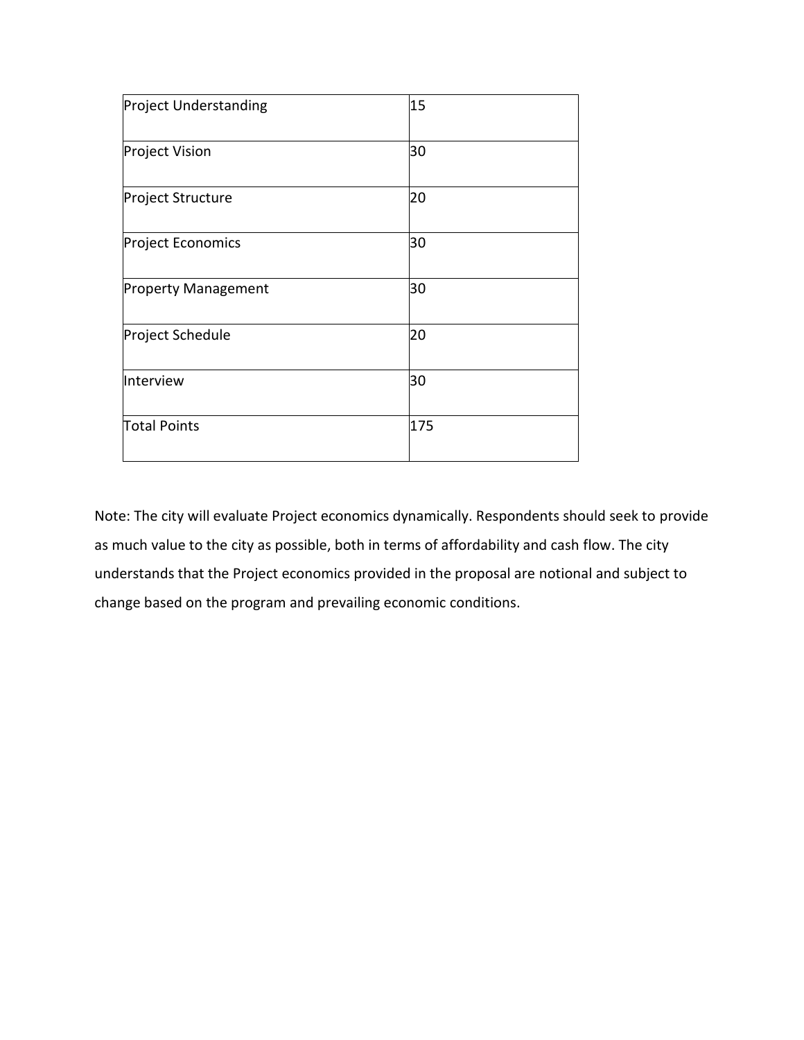| Project Understanding | 15 |
| --- | --- |
| Project Vision | 30 |
| Project Structure | 20 |
| Project Economics | 30 |
| Property Management | 30 |
| Project Schedule | 20 |
| Interview | 30 |
| Total Points | 175 |

Note: The city will evaluate Project economics dynamically. Respondents should seek to provide as much value to the city as possible, both in terms of affordability and cash flow. The city understands that the Project economics provided in the proposal are notional and subject to change based on the program and prevailing economic conditions.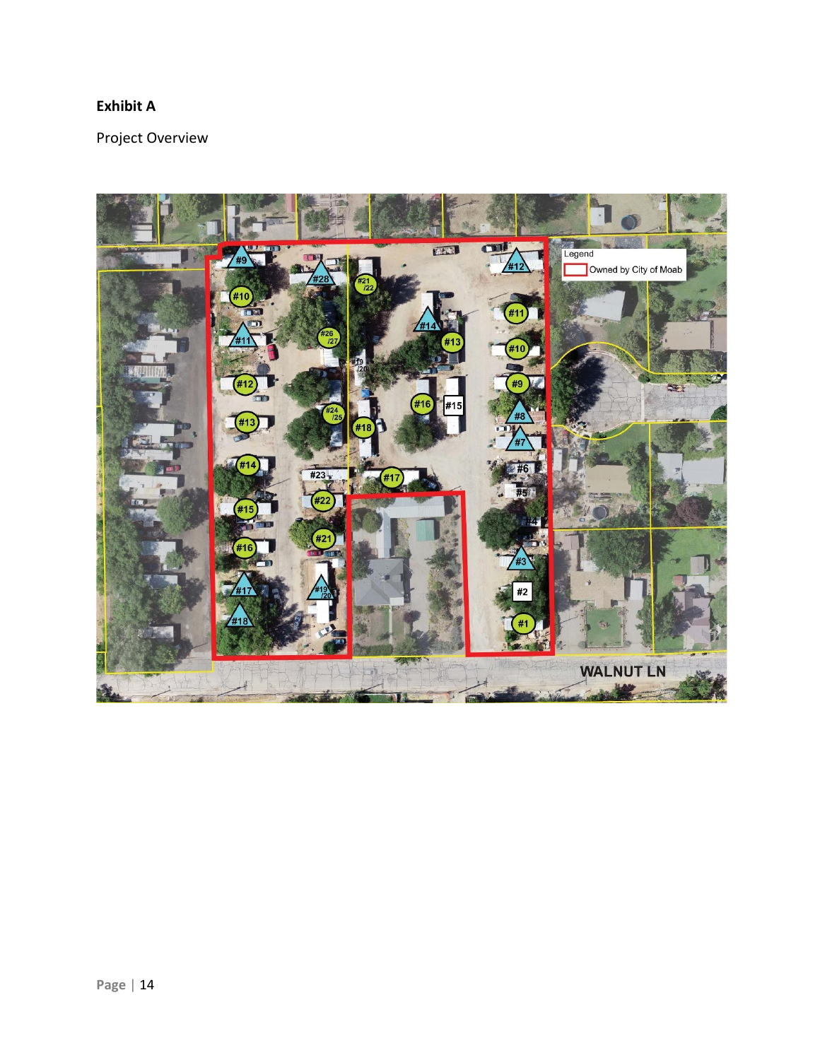**Exhibit A**

Project Overview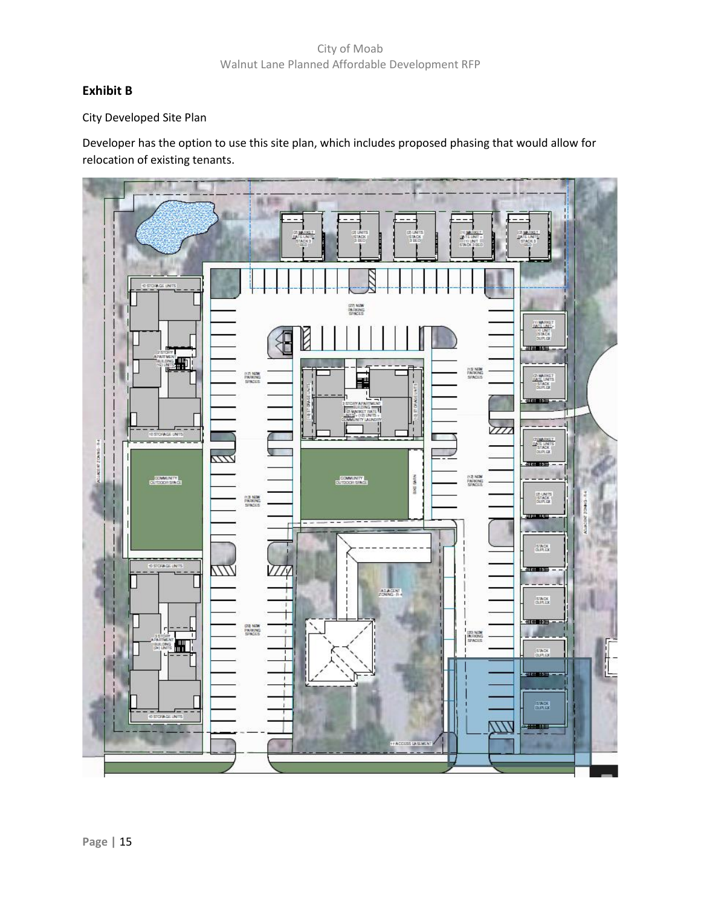## Exhibit B

City Developed Site Plan

Developer has the option to use this site plan, which includes proposed phasing that would allow for relocation of existing tenants.